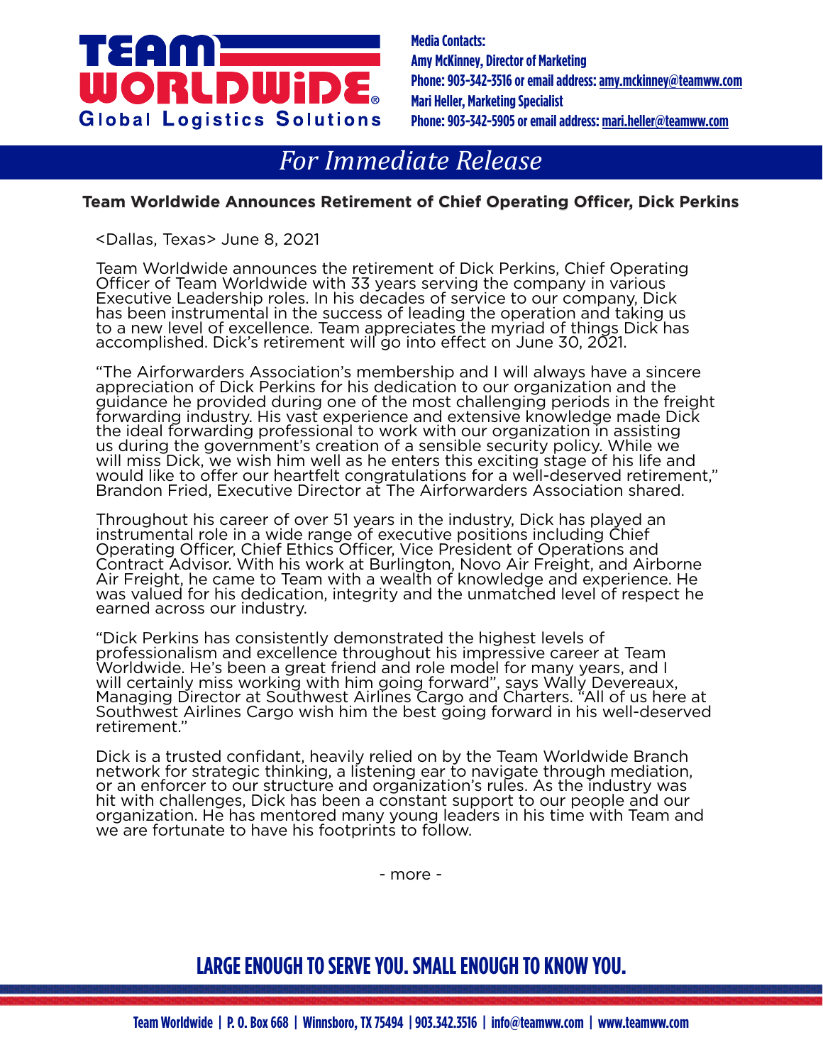Team Worldwide
Global Logistics Solutions

**Media Contacts:**
**Amy McKinney, Director of Marketing**
**Phone: 903-342-3516 or email address: amy.mckinney@teamww.com**
**Mari Heller, Marketing Specialist**
**Phone: 903-342-5905 or email address: mari.heller@teamww.com**

*For Immediate Release*

## Team Worldwide Announces Retirement of Chief Operating Officer, Dick Perkins

<Dallas, Texas> June 8, 2021

Team Worldwide announces the retirement of Dick Perkins, Chief Operating Officer of Team Worldwide with 33 years serving the company in various Executive Leadership roles. In his decades of service to our company, Dick has been instrumental in the success of leading the operation and taking us to a new level of excellence. Team appreciates the myriad of things Dick has accomplished. Dick's retirement will go into effect on June 30, 2021.

"The Airforwarders Association's membership and I will always have a sincere appreciation of Dick Perkins for his dedication to our organization and the guidance he provided during one of the most challenging periods in the freight forwarding industry. His vast experience and extensive knowledge made Dick the ideal forwarding professional to work with our organization in assisting us during the government's creation of a sensible security policy. While we will miss Dick, we wish him well as he enters this exciting stage of his life and would like to offer our heartfelt congratulations for a well-deserved retirement," Brandon Fried, Executive Director at The Airforwarders Association shared.

Throughout his career of over 51 years in the industry, Dick has played an instrumental role in a wide range of executive positions including Chief Operating Officer, Chief Ethics Officer, Vice President of Operations and Contract Advisor. With his work at Burlington, Novo Air Freight, and Airborne Air Freight, he came to Team with a wealth of knowledge and experience. He was valued for his dedication, integrity and the unmatched level of respect he earned across our industry.

"Dick Perkins has consistently demonstrated the highest levels of professionalism and excellence throughout his impressive career at Team Worldwide. He's been a great friend and role model for many years, and I will certainly miss working with him going forward", says Wally Devereaux, Managing Director at Southwest Airlines Cargo and Charters. "All of us here at Southwest Airlines Cargo wish him the best going forward in his well-deserved retirement."

Dick is a trusted confidant, heavily relied on by the Team Worldwide Branch network for strategic thinking, a listening ear to navigate through mediation, or an enforcer to our structure and organization's rules. As the industry was hit with challenges, Dick has been a constant support to our people and our organization. He has mentored many young leaders in his time with Team and we are fortunate to have his footprints to follow.

- more -

**LARGE ENOUGH TO SERVE YOU. SMALL ENOUGH TO KNOW YOU.**

**Team Worldwide | P. O. Box 668 | Winnsboro, TX 75494 | 903.342.3516 | info@teamww.com | www.teamww.com**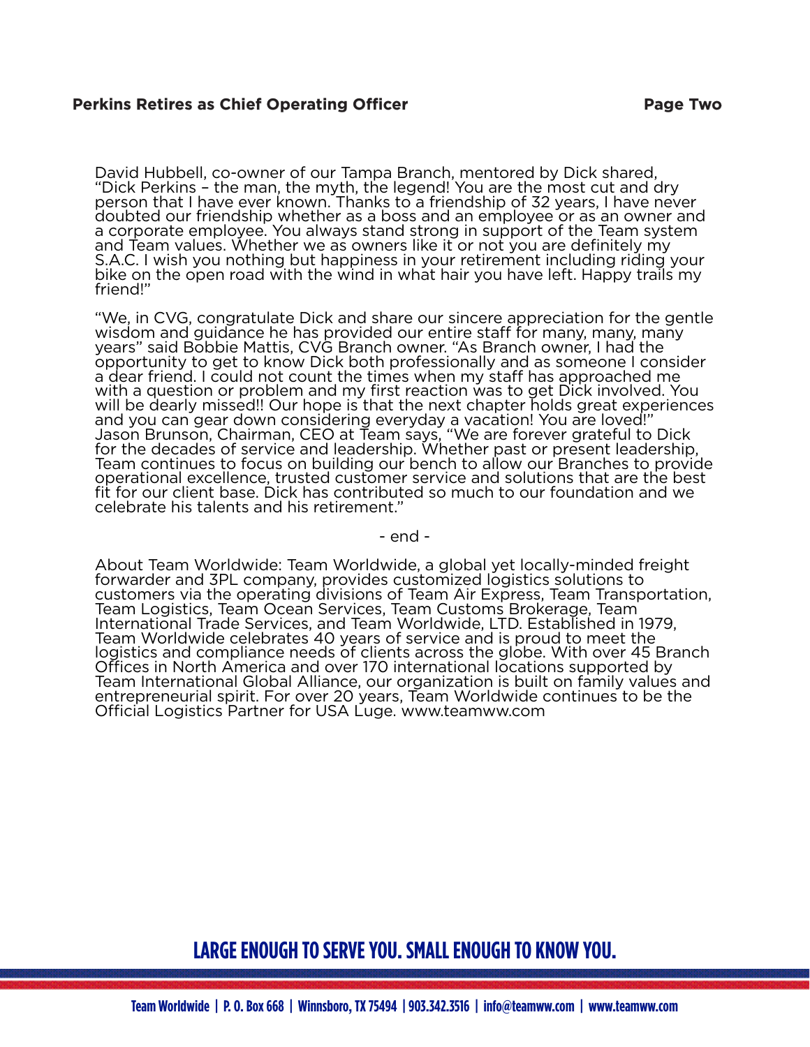David Hubbell, co-owner of our Tampa Branch, mentored by Dick shared, "Dick Perkins – the man, the myth, the legend! You are the most cut and dry person that I have ever known. Thanks to a friendship of 32 years, I have never doubted our friendship whether as a boss and an employee or as an owner and a corporate employee. You always stand strong in support of the Team system and Team values. Whether we as owners like it or not you are definitely my S.A.C. I wish you nothing but happiness in your retirement including riding your bike on the open road with the wind in what hair you have left. Happy trails my friend!"

"We, in CVG, congratulate Dick and share our sincere appreciation for the gentle wisdom and guidance he has provided our entire staff for many, many, many years" said Bobbie Mattis, CVG Branch owner. "As Branch owner, I had the opportunity to get to know Dick both professionally and as someone I consider a dear friend. I could not count the times when my staff has approached me with a question or problem and my first reaction was to get Dick involved. You will be dearly missed!! Our hope is that the next chapter holds great experiences and you can gear down considering everyday a vacation! You are loved!" Jason Brunson, Chairman, CEO at Team says, "We are forever grateful to Dick for the decades of service and leadership. Whether past or present leadership, Team continues to focus on building our bench to allow our Branches to provide operational excellence, trusted customer service and solutions that are the best fit for our client base. Dick has contributed so much to our foundation and we celebrate his talents and his retirement."

- end -

About Team Worldwide: Team Worldwide, a global yet locally-minded freight forwarder and 3PL company, provides customized logistics solutions to customers via the operating divisions of Team Air Express, Team Transportation, Team Logistics, Team Ocean Services, Team Customs Brokerage, Team International Trade Services, and Team Worldwide, LTD. Established in 1979, Team Worldwide celebrates 40 years of service and is proud to meet the logistics and compliance needs of clients across the globe. With over 45 Branch Offices in North America and over 170 international locations supported by Team International Global Alliance, our organization is built on family values and entrepreneurial spirit. For over 20 years, Team Worldwide continues to be the Official Logistics Partner for USA Luge. www.teamww.com

**LARGE ENOUGH TO SERVE YOU. SMALL ENOUGH TO KNOW YOU.**

Team Worldwide | P. O. Box 668 | Winnsboro, TX 75494 | 903.342.3516 | info@teamww.com | www.teamww.com